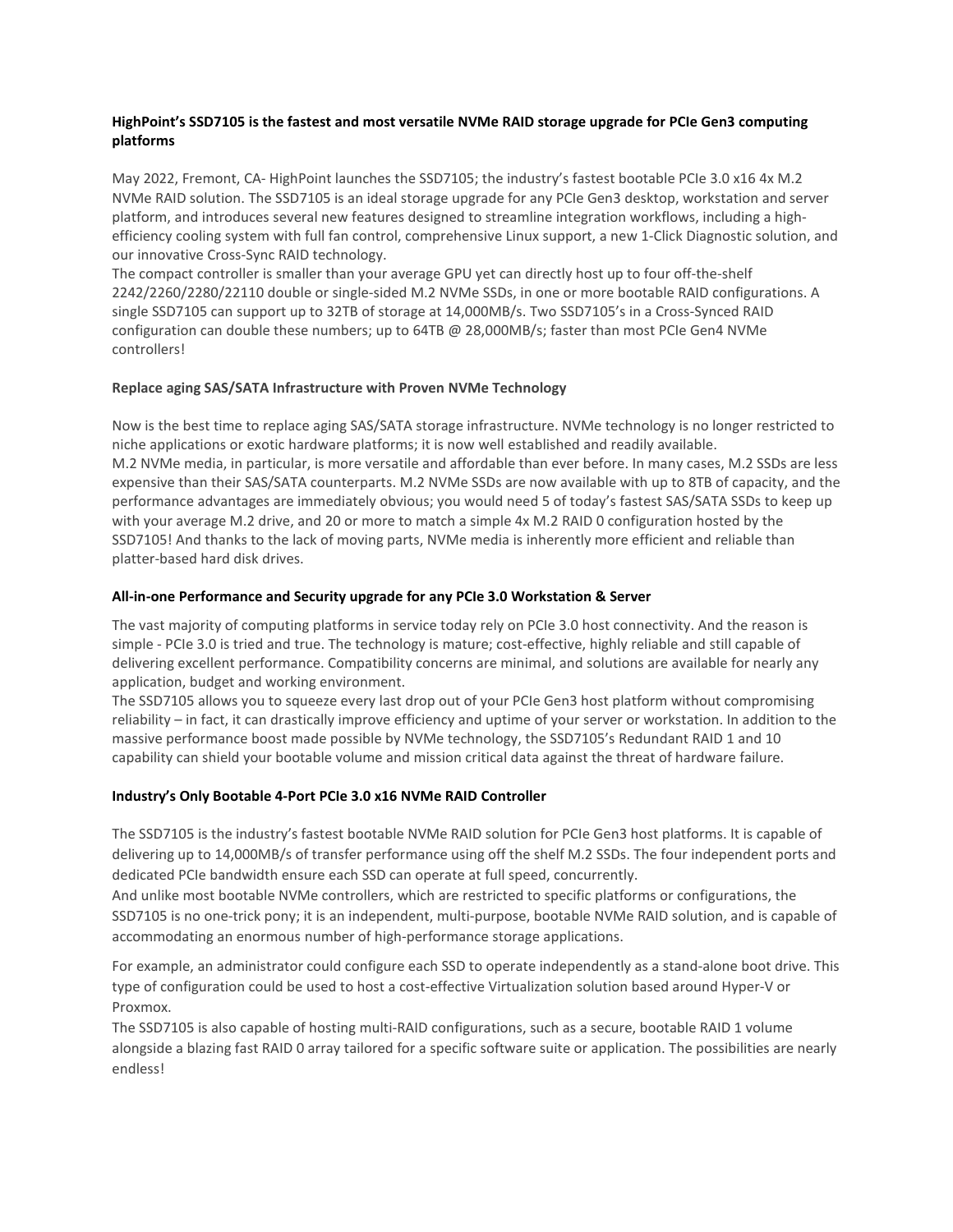**HighPoint's SSD7105 is the fastest and most versatile NVMe RAID storage upgrade for PCIe Gen3 computing platforms**

May 2022, Fremont, CA- HighPoint launches the SSD7105; the industry's fastest bootable PCIe 3.0 x16 4x M.2 NVMe RAID solution. The SSD7105 is an ideal storage upgrade for any PCIe Gen3 desktop, workstation and server platform, and introduces several new features designed to streamline integration workflows, including a high-efficiency cooling system with full fan control, comprehensive Linux support, a new 1-Click Diagnostic solution, and our innovative Cross-Sync RAID technology.

The compact controller is smaller than your average GPU yet can directly host up to four off-the-shelf 2242/2260/2280/22110 double or single-sided M.2 NVMe SSDs, in one or more bootable RAID configurations. A single SSD7105 can support up to 32TB of storage at 14,000MB/s. Two SSD7105's in a Cross-Synced RAID configuration can double these numbers; up to 64TB @ 28,000MB/s; faster than most PCIe Gen4 NVMe controllers!

**Replace aging SAS/SATA Infrastructure with Proven NVMe Technology**

Now is the best time to replace aging SAS/SATA storage infrastructure. NVMe technology is no longer restricted to niche applications or exotic hardware platforms; it is now well established and readily available.

M.2 NVMe media, in particular, is more versatile and affordable than ever before. In many cases, M.2 SSDs are less expensive than their SAS/SATA counterparts. M.2 NVMe SSDs are now available with up to 8TB of capacity, and the performance advantages are immediately obvious; you would need 5 of today's fastest SAS/SATA SSDs to keep up with your average M.2 drive, and 20 or more to match a simple 4x M.2 RAID 0 configuration hosted by the SSD7105! And thanks to the lack of moving parts, NVMe media is inherently more efficient and reliable than platter-based hard disk drives.

**All-in-one Performance and Security upgrade for any PCIe 3.0 Workstation & Server**

The vast majority of computing platforms in service today rely on PCIe 3.0 host connectivity. And the reason is simple - PCIe 3.0 is tried and true. The technology is mature; cost-effective, highly reliable and still capable of delivering excellent performance. Compatibility concerns are minimal, and solutions are available for nearly any application, budget and working environment.

The SSD7105 allows you to squeeze every last drop out of your PCIe Gen3 host platform without compromising reliability – in fact, it can drastically improve efficiency and uptime of your server or workstation. In addition to the massive performance boost made possible by NVMe technology, the SSD7105's Redundant RAID 1 and 10 capability can shield your bootable volume and mission critical data against the threat of hardware failure.

**Industry's Only Bootable 4-Port PCIe 3.0 x16 NVMe RAID Controller**

The SSD7105 is the industry's fastest bootable NVMe RAID solution for PCIe Gen3 host platforms. It is capable of delivering up to 14,000MB/s of transfer performance using off the shelf M.2 SSDs. The four independent ports and dedicated PCIe bandwidth ensure each SSD can operate at full speed, concurrently.

And unlike most bootable NVMe controllers, which are restricted to specific platforms or configurations, the SSD7105 is no one-trick pony; it is an independent, multi-purpose, bootable NVMe RAID solution, and is capable of accommodating an enormous number of high-performance storage applications.

For example, an administrator could configure each SSD to operate independently as a stand-alone boot drive. This type of configuration could be used to host a cost-effective Virtualization solution based around Hyper-V or Proxmox.

The SSD7105 is also capable of hosting multi-RAID configurations, such as a secure, bootable RAID 1 volume alongside a blazing fast RAID 0 array tailored for a specific software suite or application. The possibilities are nearly endless!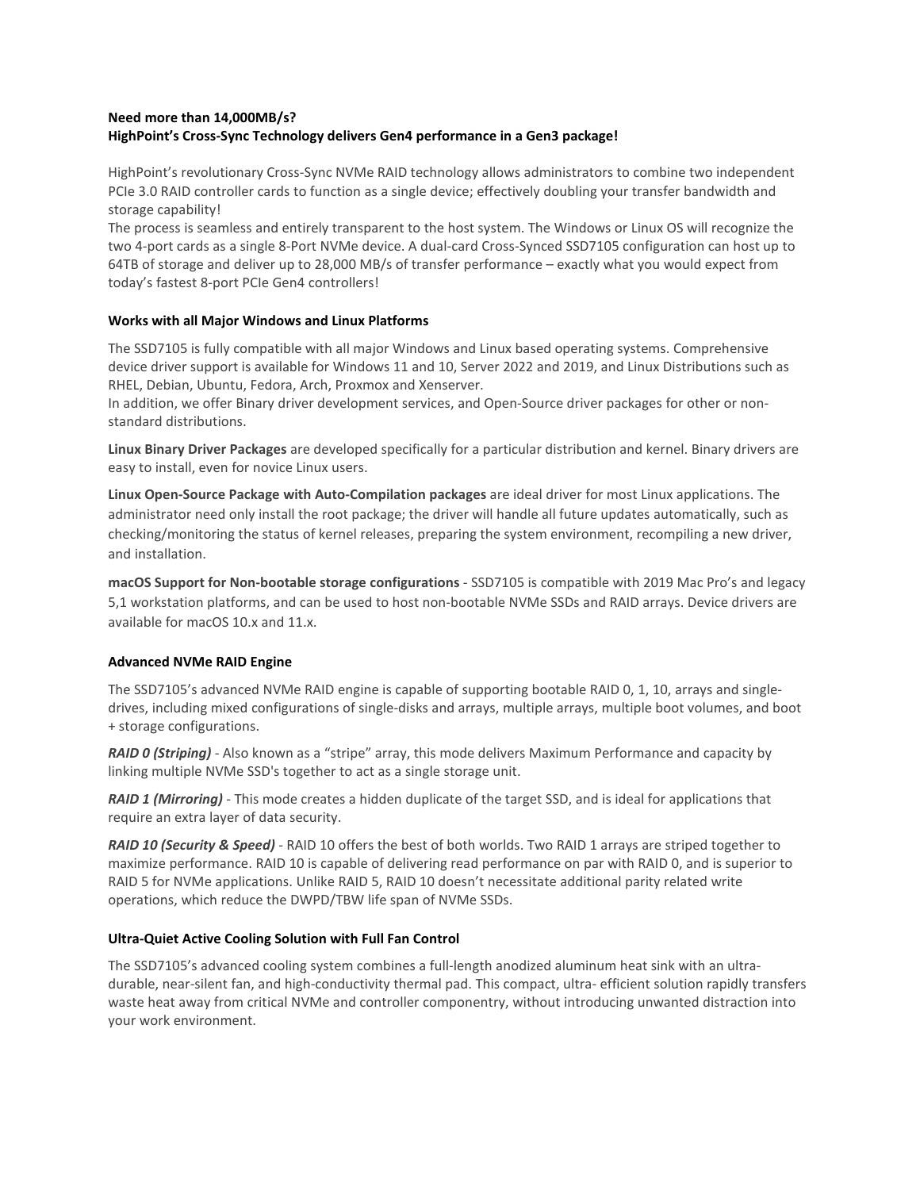**Need more than 14,000MB/s?**
**HighPoint's Cross-Sync Technology delivers Gen4 performance in a Gen3 package!**

HighPoint's revolutionary Cross-Sync NVMe RAID technology allows administrators to combine two independent PCIe 3.0 RAID controller cards to function as a single device; effectively doubling your transfer bandwidth and storage capability!
The process is seamless and entirely transparent to the host system. The Windows or Linux OS will recognize the two 4-port cards as a single 8-Port NVMe device. A dual-card Cross-Synced SSD7105 configuration can host up to 64TB of storage and deliver up to 28,000 MB/s of transfer performance – exactly what you would expect from today's fastest 8-port PCIe Gen4 controllers!

**Works with all Major Windows and Linux Platforms**

The SSD7105 is fully compatible with all major Windows and Linux based operating systems. Comprehensive device driver support is available for Windows 11 and 10, Server 2022 and 2019, and Linux Distributions such as RHEL, Debian, Ubuntu, Fedora, Arch, Proxmox and Xenserver.
In addition, we offer Binary driver development services, and Open-Source driver packages for other or non-standard distributions.

**Linux Binary Driver Packages** are developed specifically for a particular distribution and kernel. Binary drivers are easy to install, even for novice Linux users.

**Linux Open-Source Package with Auto-Compilation packages** are ideal driver for most Linux applications. The administrator need only install the root package; the driver will handle all future updates automatically, such as checking/monitoring the status of kernel releases, preparing the system environment, recompiling a new driver, and installation.

**macOS Support for Non-bootable storage configurations** - SSD7105 is compatible with 2019 Mac Pro's and legacy 5,1 workstation platforms, and can be used to host non-bootable NVMe SSDs and RAID arrays. Device drivers are available for macOS 10.x and 11.x.

**Advanced NVMe RAID Engine**

The SSD7105's advanced NVMe RAID engine is capable of supporting bootable RAID 0, 1, 10, arrays and single-drives, including mixed configurations of single-disks and arrays, multiple arrays, multiple boot volumes, and boot + storage configurations.

***RAID 0 (Striping)*** - Also known as a "stripe" array, this mode delivers Maximum Performance and capacity by linking multiple NVMe SSD's together to act as a single storage unit.

***RAID 1 (Mirroring)*** - This mode creates a hidden duplicate of the target SSD, and is ideal for applications that require an extra layer of data security.

***RAID 10 (Security & Speed)*** - RAID 10 offers the best of both worlds. Two RAID 1 arrays are striped together to maximize performance. RAID 10 is capable of delivering read performance on par with RAID 0, and is superior to RAID 5 for NVMe applications. Unlike RAID 5, RAID 10 doesn't necessitate additional parity related write operations, which reduce the DWPD/TBW life span of NVMe SSDs.

**Ultra-Quiet Active Cooling Solution with Full Fan Control**

The SSD7105's advanced cooling system combines a full-length anodized aluminum heat sink with an ultra-durable, near-silent fan, and high-conductivity thermal pad. This compact, ultra- efficient solution rapidly transfers waste heat away from critical NVMe and controller componentry, without introducing unwanted distraction into your work environment.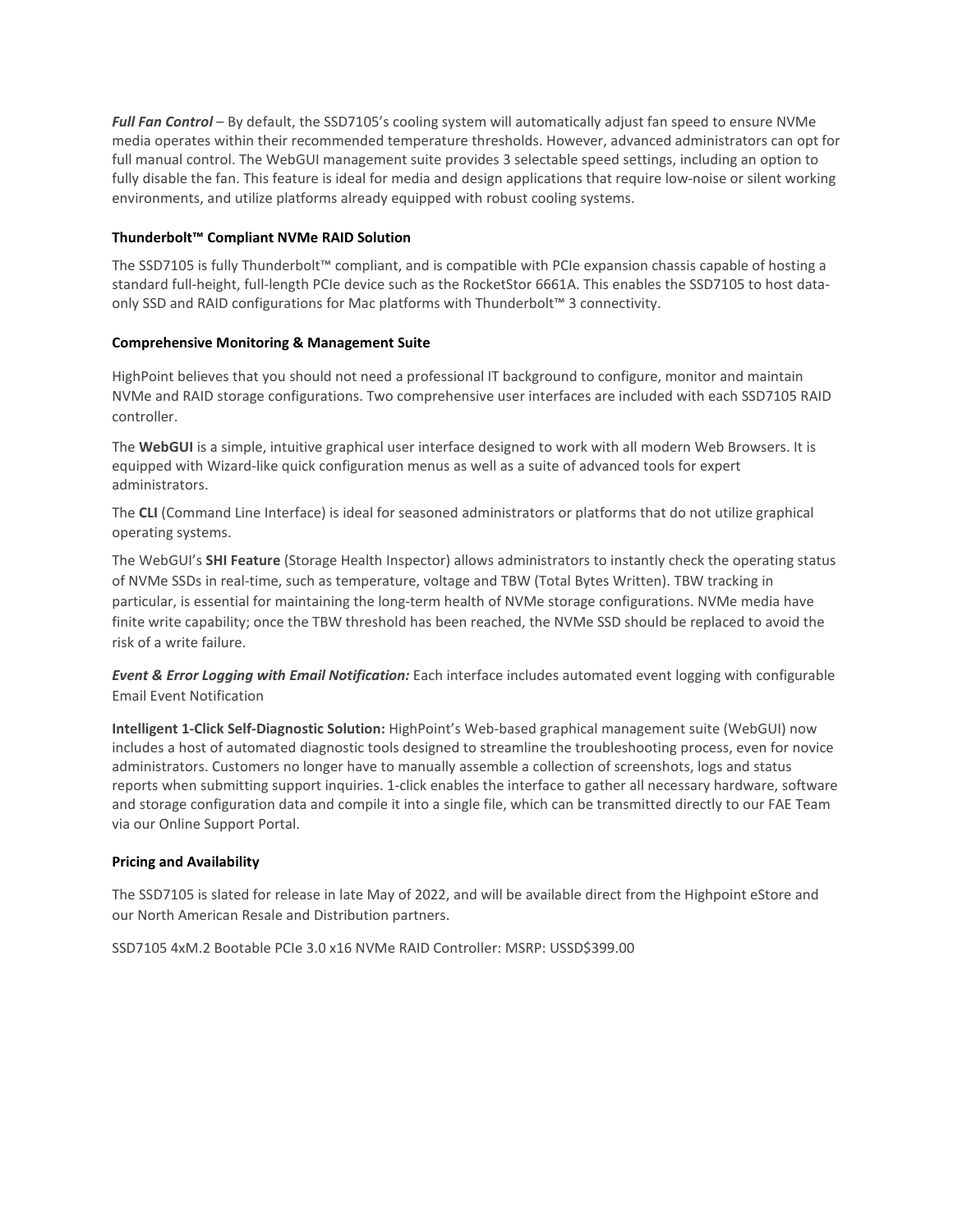***Full Fan Control*** – By default, the SSD7105's cooling system will automatically adjust fan speed to ensure NVMe media operates within their recommended temperature thresholds. However, advanced administrators can opt for full manual control. The WebGUI management suite provides 3 selectable speed settings, including an option to fully disable the fan. This feature is ideal for media and design applications that require low-noise or silent working environments, and utilize platforms already equipped with robust cooling systems.

**Thunderbolt™ Compliant NVMe RAID Solution**

The SSD7105 is fully Thunderbolt™ compliant, and is compatible with PCIe expansion chassis capable of hosting a standard full-height, full-length PCIe device such as the RocketStor 6661A. This enables the SSD7105 to host data-only SSD and RAID configurations for Mac platforms with Thunderbolt™ 3 connectivity.

**Comprehensive Monitoring & Management Suite**

HighPoint believes that you should not need a professional IT background to configure, monitor and maintain NVMe and RAID storage configurations. Two comprehensive user interfaces are included with each SSD7105 RAID controller.

The **WebGUI** is a simple, intuitive graphical user interface designed to work with all modern Web Browsers. It is equipped with Wizard-like quick configuration menus as well as a suite of advanced tools for expert administrators.

The **CLI** (Command Line Interface) is ideal for seasoned administrators or platforms that do not utilize graphical operating systems.

The WebGUI's **SHI Feature** (Storage Health Inspector) allows administrators to instantly check the operating status of NVMe SSDs in real-time, such as temperature, voltage and TBW (Total Bytes Written). TBW tracking in particular, is essential for maintaining the long-term health of NVMe storage configurations. NVMe media have finite write capability; once the TBW threshold has been reached, the NVMe SSD should be replaced to avoid the risk of a write failure.

***Event & Error Logging with Email Notification:*** Each interface includes automated event logging with configurable Email Event Notification

**Intelligent 1-Click Self-Diagnostic Solution:** HighPoint's Web-based graphical management suite (WebGUI) now includes a host of automated diagnostic tools designed to streamline the troubleshooting process, even for novice administrators. Customers no longer have to manually assemble a collection of screenshots, logs and status reports when submitting support inquiries. 1-click enables the interface to gather all necessary hardware, software and storage configuration data and compile it into a single file, which can be transmitted directly to our FAE Team via our Online Support Portal.

**Pricing and Availability**

The SSD7105 is slated for release in late May of 2022, and will be available direct from the Highpoint eStore and our North American Resale and Distribution partners.

SSD7105 4xM.2 Bootable PCIe 3.0 x16 NVMe RAID Controller: MSRP: USSD$399.00